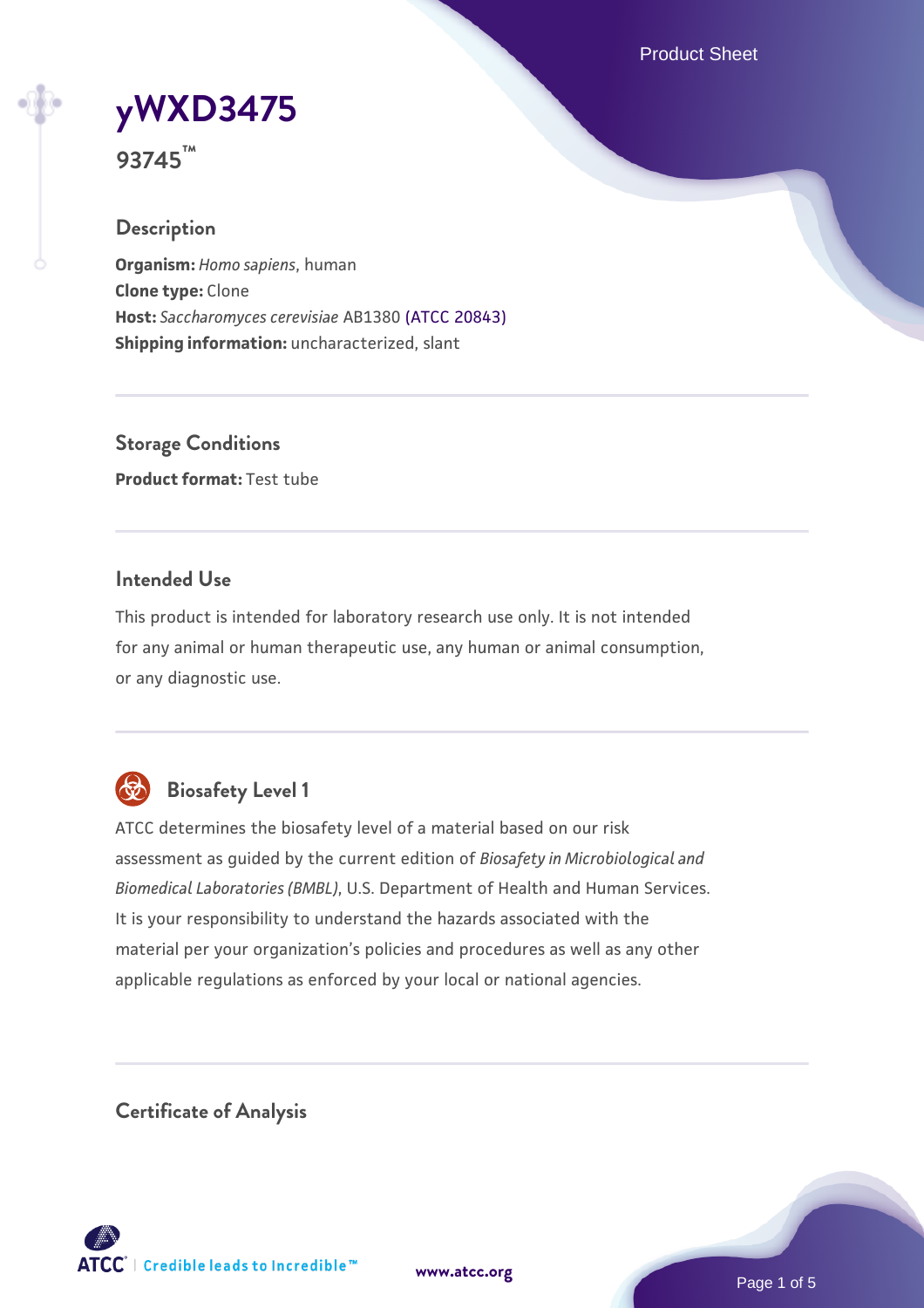# yWXD3475

**93745™**

## Description

**Organism:** *Homo sapiens*, human
**Clone type:** Clone
**Host:** *Saccharomyces cerevisiae* AB1380 (ATCC 20843)
**Shipping information:** uncharacterized, slant

## Storage Conditions

**Product format:** Test tube

## Intended Use

This product is intended for laboratory research use only. It is not intended for any animal or human therapeutic use, any human or animal consumption, or any diagnostic use.

## Biosafety Level 1

ATCC determines the biosafety level of a material based on our risk assessment as guided by the current edition of *Biosafety in Microbiological and Biomedical Laboratories (BMBL)*, U.S. Department of Health and Human Services. It is your responsibility to understand the hazards associated with the material per your organization's policies and procedures as well as any other applicable regulations as enforced by your local or national agencies.

## Certificate of Analysis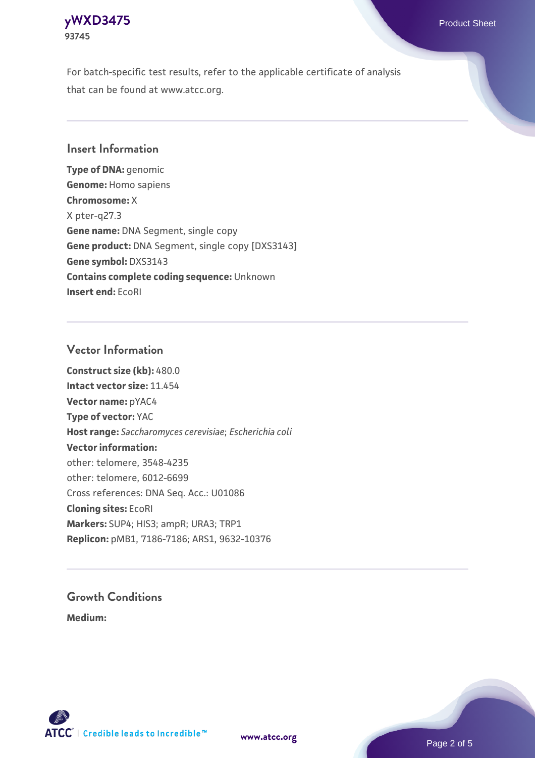For batch-specific test results, refer to the applicable certificate of analysis that can be found at www.atcc.org.

## Insert Information

**Type of DNA:** genomic
**Genome:** Homo sapiens
**Chromosome:** X
X pter-q27.3
**Gene name:** DNA Segment, single copy
**Gene product:** DNA Segment, single copy [DXS3143]
**Gene symbol:** DXS3143
**Contains complete coding sequence:** Unknown
**Insert end:** EcoRI

## Vector Information

**Construct size (kb):** 480.0
**Intact vector size:** 11.454
**Vector name:** pYAC4
**Type of vector:** YAC
**Host range:** *Saccharomyces cerevisiae*; *Escherichia coli*
**Vector information:**
other: telomere, 3548-4235
other: telomere, 6012-6699
Cross references: DNA Seq. Acc.: U01086
**Cloning sites:** EcoRI
**Markers:** SUP4; HIS3; ampR; URA3; TRP1
**Replicon:** pMB1, 7186-7186; ARS1, 9632-10376

## Growth Conditions

**Medium:**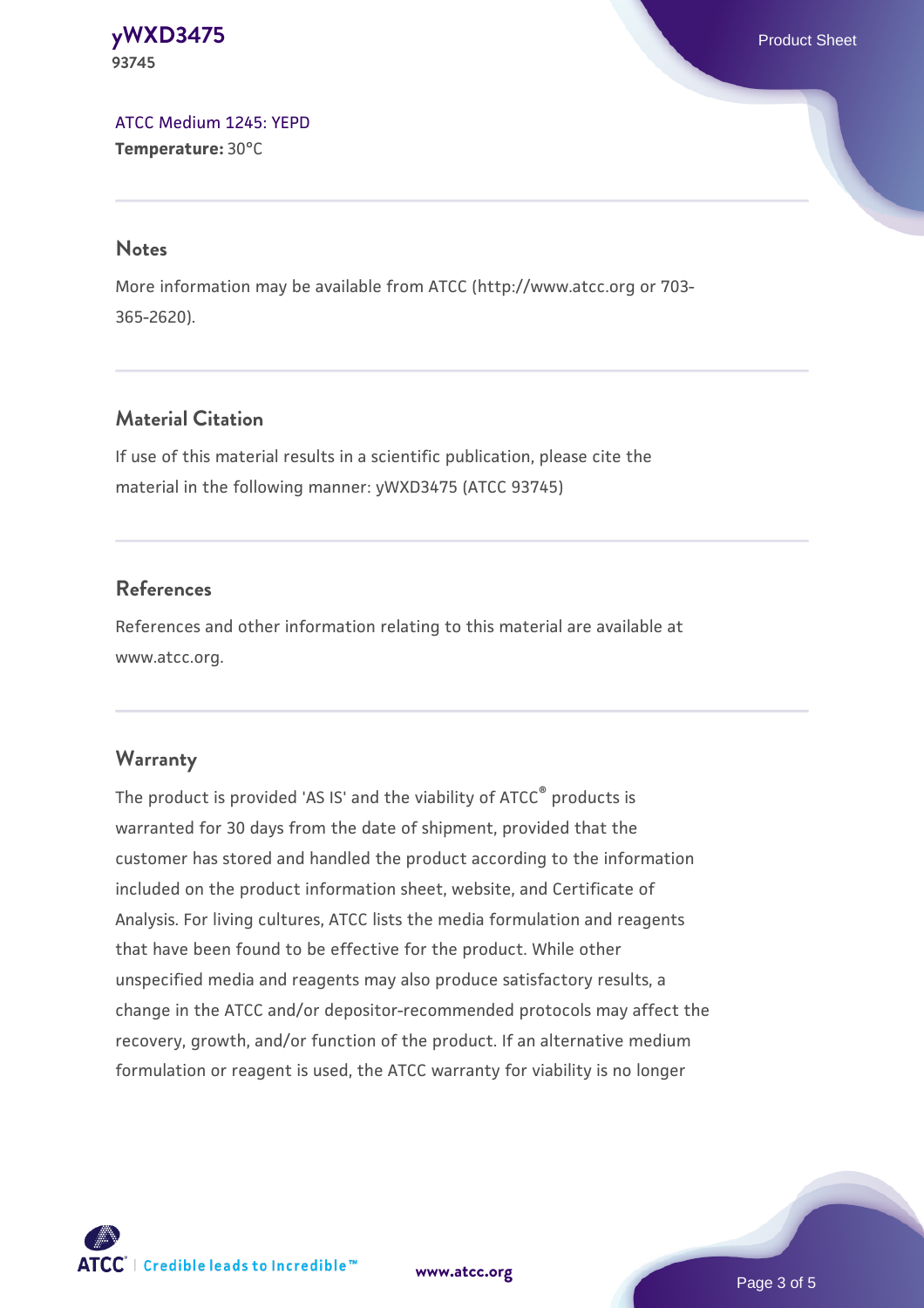ATCC Medium 1245: YEPD
**Temperature:** 30°C

## Notes

More information may be available from ATCC (http://www.atcc.org or 703-365-2620).

## Material Citation

If use of this material results in a scientific publication, please cite the material in the following manner: yWXD3475 (ATCC 93745)

## References

References and other information relating to this material are available at www.atcc.org.

## Warranty

The product is provided 'AS IS' and the viability of ATCC® products is warranted for 30 days from the date of shipment, provided that the customer has stored and handled the product according to the information included on the product information sheet, website, and Certificate of Analysis. For living cultures, ATCC lists the media formulation and reagents that have been found to be effective for the product. While other unspecified media and reagents may also produce satisfactory results, a change in the ATCC and/or depositor-recommended protocols may affect the recovery, growth, and/or function of the product. If an alternative medium formulation or reagent is used, the ATCC warranty for viability is no longer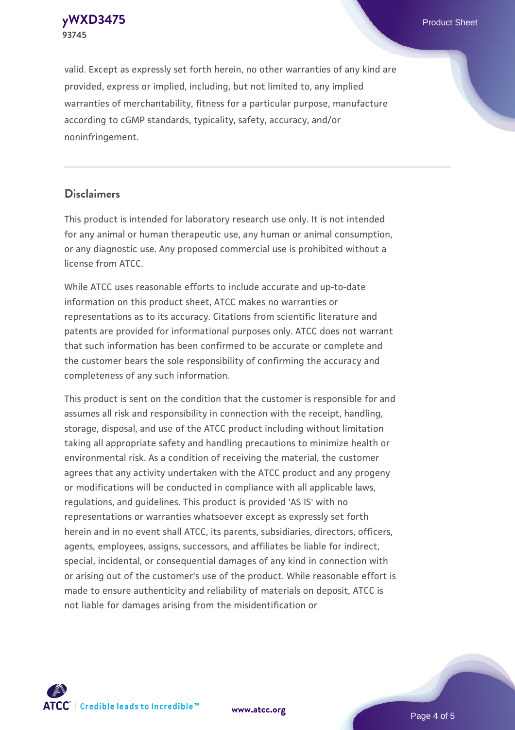valid. Except as expressly set forth herein, no other warranties of any kind are provided, express or implied, including, but not limited to, any implied warranties of merchantability, fitness for a particular purpose, manufacture according to cGMP standards, typicality, safety, accuracy, and/or noninfringement.

## Disclaimers

This product is intended for laboratory research use only. It is not intended for any animal or human therapeutic use, any human or animal consumption, or any diagnostic use. Any proposed commercial use is prohibited without a license from ATCC.

While ATCC uses reasonable efforts to include accurate and up-to-date information on this product sheet, ATCC makes no warranties or representations as to its accuracy. Citations from scientific literature and patents are provided for informational purposes only. ATCC does not warrant that such information has been confirmed to be accurate or complete and the customer bears the sole responsibility of confirming the accuracy and completeness of any such information.

This product is sent on the condition that the customer is responsible for and assumes all risk and responsibility in connection with the receipt, handling, storage, disposal, and use of the ATCC product including without limitation taking all appropriate safety and handling precautions to minimize health or environmental risk. As a condition of receiving the material, the customer agrees that any activity undertaken with the ATCC product and any progeny or modifications will be conducted in compliance with all applicable laws, regulations, and guidelines. This product is provided 'AS IS' with no representations or warranties whatsoever except as expressly set forth herein and in no event shall ATCC, its parents, subsidiaries, directors, officers, agents, employees, assigns, successors, and affiliates be liable for indirect, special, incidental, or consequential damages of any kind in connection with or arising out of the customer's use of the product. While reasonable effort is made to ensure authenticity and reliability of materials on deposit, ATCC is not liable for damages arising from the misidentification or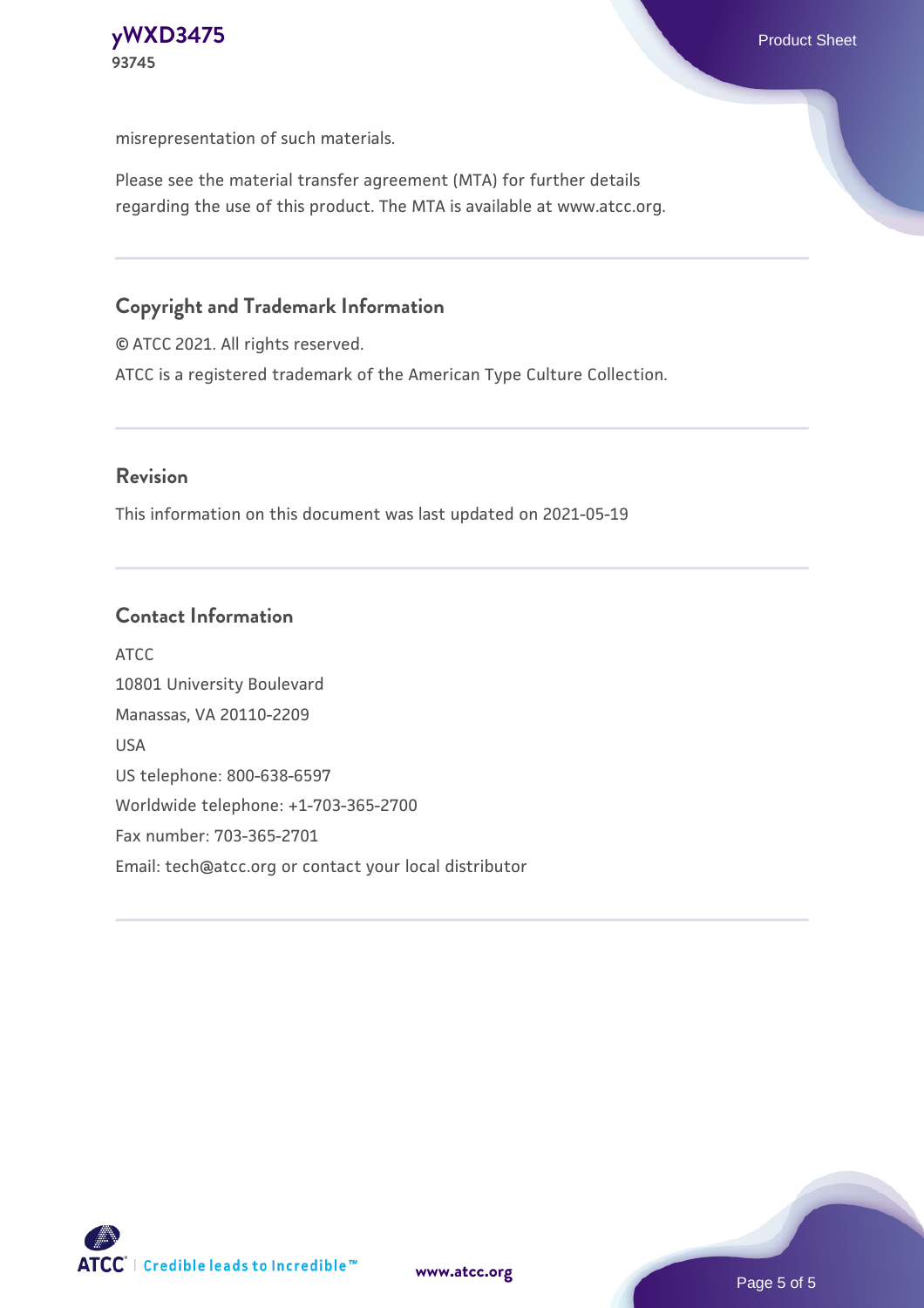misrepresentation of such materials.

Please see the material transfer agreement (MTA) for further details regarding the use of this product. The MTA is available at www.atcc.org.

## Copyright and Trademark Information

© ATCC 2021. All rights reserved.

ATCC is a registered trademark of the American Type Culture Collection.

## Revision

This information on this document was last updated on 2021-05-19

## Contact Information

ATCC
10801 University Boulevard
Manassas, VA 20110-2209
USA
US telephone: 800-638-6597
Worldwide telephone: +1-703-365-2700
Fax number: 703-365-2701
Email: tech@atcc.org or contact your local distributor